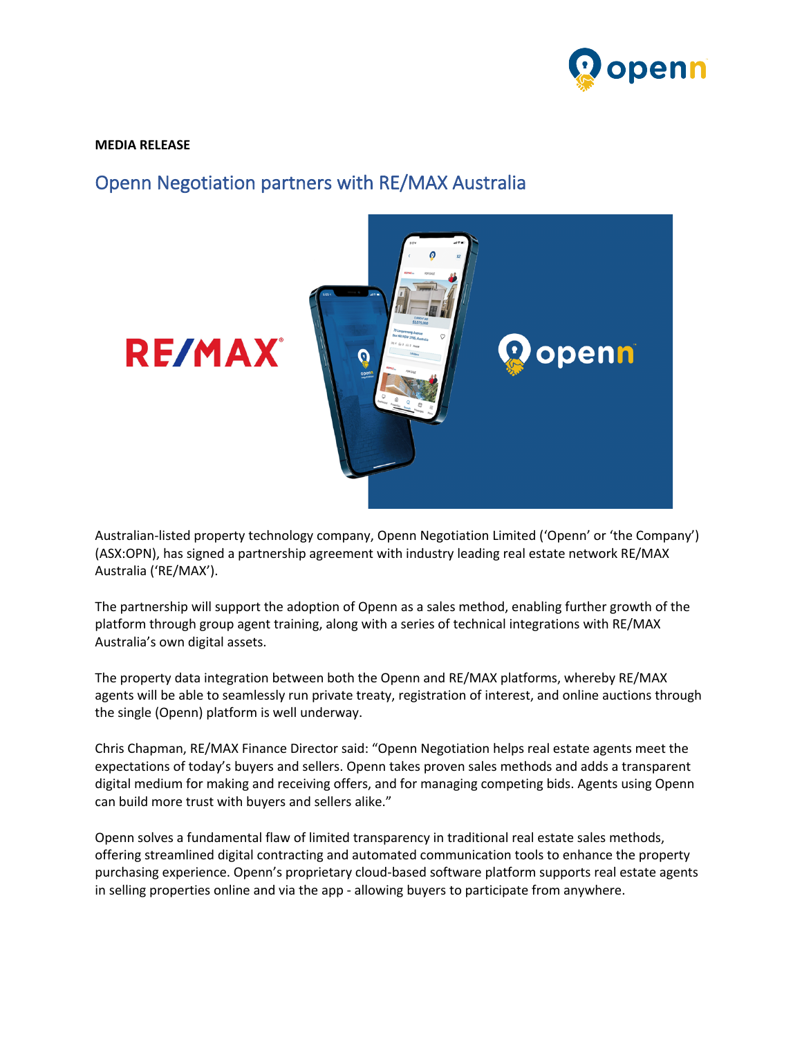**MEDIA RELEASE**

# Openn Negotiation partners with RE/MAX Australia

Australian-listed property technology company, Openn Negotiation Limited ('Openn' or 'the Company') (ASX:OPN), has signed a partnership agreement with industry leading real estate network RE/MAX Australia ('RE/MAX').

The partnership will support the adoption of Openn as a sales method, enabling further growth of the platform through group agent training, along with a series of technical integrations with RE/MAX Australia's own digital assets.

The property data integration between both the Openn and RE/MAX platforms, whereby RE/MAX agents will be able to seamlessly run private treaty, registration of interest, and online auctions through the single (Openn) platform is well underway.

Chris Chapman, RE/MAX Finance Director said: "Openn Negotiation helps real estate agents meet the expectations of today's buyers and sellers. Openn takes proven sales methods and adds a transparent digital medium for making and receiving offers, and for managing competing bids. Agents using Openn can build more trust with buyers and sellers alike."

Openn solves a fundamental flaw of limited transparency in traditional real estate sales methods, offering streamlined digital contracting and automated communication tools to enhance the property purchasing experience. Openn's proprietary cloud-based software platform supports real estate agents in selling properties online and via the app - allowing buyers to participate from anywhere.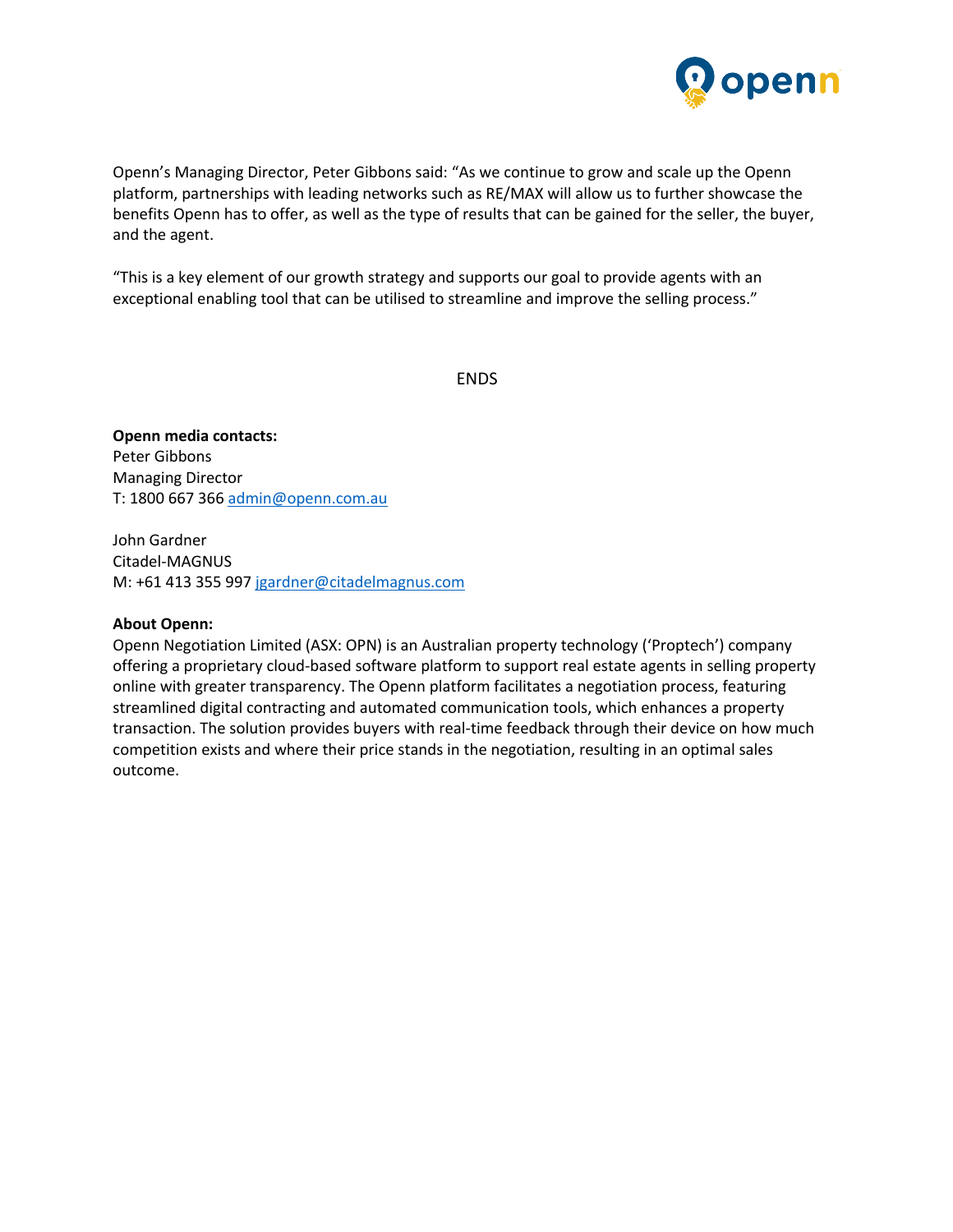Openn's Managing Director, Peter Gibbons said: "As we continue to grow and scale up the Openn platform, partnerships with leading networks such as RE/MAX will allow us to further showcase the benefits Openn has to offer, as well as the type of results that can be gained for the seller, the buyer, and the agent.

"This is a key element of our growth strategy and supports our goal to provide agents with an exceptional enabling tool that can be utilised to streamline and improve the selling process."

ENDS

**Openn media contacts:**
Peter Gibbons
Managing Director
T: 1800 667 366 admin@openn.com.au

John Gardner
Citadel-MAGNUS
M: +61 413 355 997 jgardner@citadelmagnus.com

**About Openn:**
Openn Negotiation Limited (ASX: OPN) is an Australian property technology ('Proptech') company offering a proprietary cloud-based software platform to support real estate agents in selling property online with greater transparency. The Openn platform facilitates a negotiation process, featuring streamlined digital contracting and automated communication tools, which enhances a property transaction. The solution provides buyers with real-time feedback through their device on how much competition exists and where their price stands in the negotiation, resulting in an optimal sales outcome.